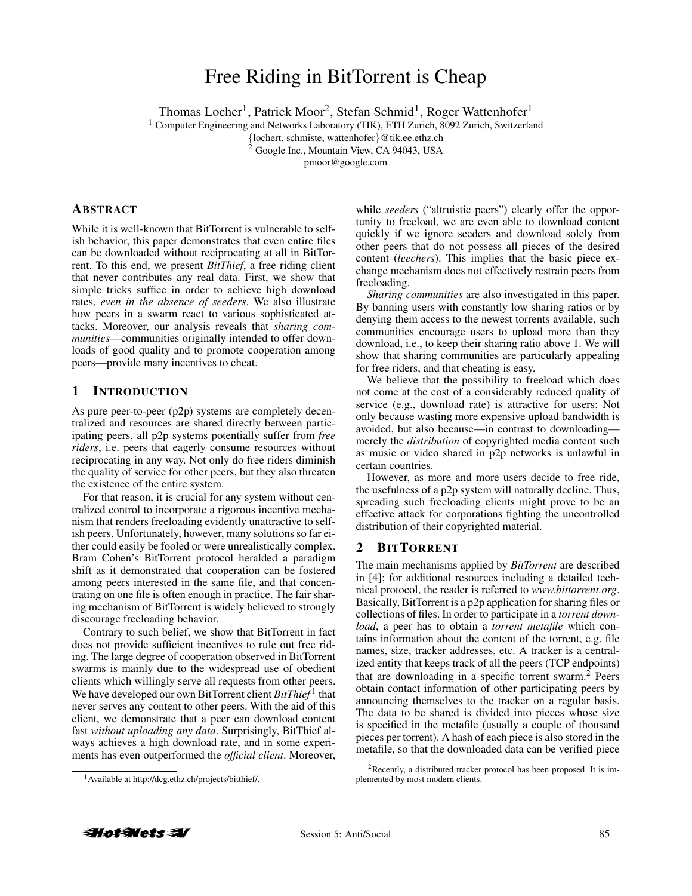# Free Riding in BitTorrent is Cheap

Thomas Locher[1], Patrick Moor[2], Stefan Schmid[1], Roger Wattenhofer[1]

[1] Computer Engineering and Networks Laboratory (TIK), ETH Zurich, 8092 Zurich, Switzerland
{lochert, schmiste, wattenhofer}@tik.ee.ethz.ch
[2] Google Inc., Mountain View, CA 94043, USA
pmoor@google.com

## ABSTRACT

While it is well-known that BitTorrent is vulnerable to selfish behavior, this paper demonstrates that even entire files can be downloaded without reciprocating at all in BitTorrent. To this end, we present *BitThief*, a free riding client that never contributes any real data. First, we show that simple tricks suffice in order to achieve high download rates, *even in the absence of seeders*. We also illustrate how peers in a swarm react to various sophisticated attacks. Moreover, our analysis reveals that *sharing communities*—communities originally intended to offer downloads of good quality and to promote cooperation among peers—provide many incentives to cheat.

## 1 INTRODUCTION

As pure peer-to-peer (p2p) systems are completely decentralized and resources are shared directly between participating peers, all p2p systems potentially suffer from *free riders*, i.e. peers that eagerly consume resources without reciprocating in any way. Not only do free riders diminish the quality of service for other peers, but they also threaten the existence of the entire system.

For that reason, it is crucial for any system without centralized control to incorporate a rigorous incentive mechanism that renders freeloading evidently unattractive to selfish peers. Unfortunately, however, many solutions so far either could easily be fooled or were unrealistically complex. Bram Cohen's BitTorrent protocol heralded a paradigm shift as it demonstrated that cooperation can be fostered among peers interested in the same file, and that concentrating on one file is often enough in practice. The fair sharing mechanism of BitTorrent is widely believed to strongly discourage freeloading behavior.

Contrary to such belief, we show that BitTorrent in fact does not provide sufficient incentives to rule out free riding. The large degree of cooperation observed in BitTorrent swarms is mainly due to the widespread use of obedient clients which willingly serve all requests from other peers. We have developed our own BitTorrent client *BitThief*[1] that never serves any content to other peers. With the aid of this client, we demonstrate that a peer can download content fast *without uploading any data*. Surprisingly, BitThief always achieves a high download rate, and in some experiments has even outperformed the *official client*. Moreover, while *seeders* ("altruistic peers") clearly offer the opportunity to freeload, we are even able to download content quickly if we ignore seeders and download solely from other peers that do not possess all pieces of the desired content (*leechers*). This implies that the basic piece exchange mechanism does not effectively restrain peers from freeloading.

*Sharing communities* are also investigated in this paper. By banning users with constantly low sharing ratios or by denying them access to the newest torrents available, such communities encourage users to upload more than they download, i.e., to keep their sharing ratio above 1. We will show that sharing communities are particularly appealing for free riders, and that cheating is easy.

We believe that the possibility to freeload which does not come at the cost of a considerably reduced quality of service (e.g., download rate) is attractive for users: Not only because wasting more expensive upload bandwidth is avoided, but also because—in contrast to downloading—merely the *distribution* of copyrighted media content such as music or video shared in p2p networks is unlawful in certain countries.

However, as more and more users decide to free ride, the usefulness of a p2p system will naturally decline. Thus, spreading such freeloading clients might prove to be an effective attack for corporations fighting the uncontrolled distribution of their copyrighted material.

## 2 BITTORRENT

The main mechanisms applied by *BitTorrent* are described in [4]; for additional resources including a detailed technical protocol, the reader is referred to *www.bittorrent.org*. Basically, BitTorrent is a p2p application for sharing files or collections of files. In order to participate in a *torrent download*, a peer has to obtain a *torrent metafile* which contains information about the content of the torrent, e.g. file names, size, tracker addresses, etc. A tracker is a centralized entity that keeps track of all the peers (TCP endpoints) that are downloading in a specific torrent swarm.[2] Peers obtain contact information of other participating peers by announcing themselves to the tracker on a regular basis. The data to be shared is divided into pieces whose size is specified in the metafile (usually a couple of thousand pieces per torrent). A hash of each piece is also stored in the metafile, so that the downloaded data can be verified piece

[1] Available at http://dcg.ethz.ch/projects/bitthief/.

[2] Recently, a distributed tracker protocol has been proposed. It is implemented by most modern clients.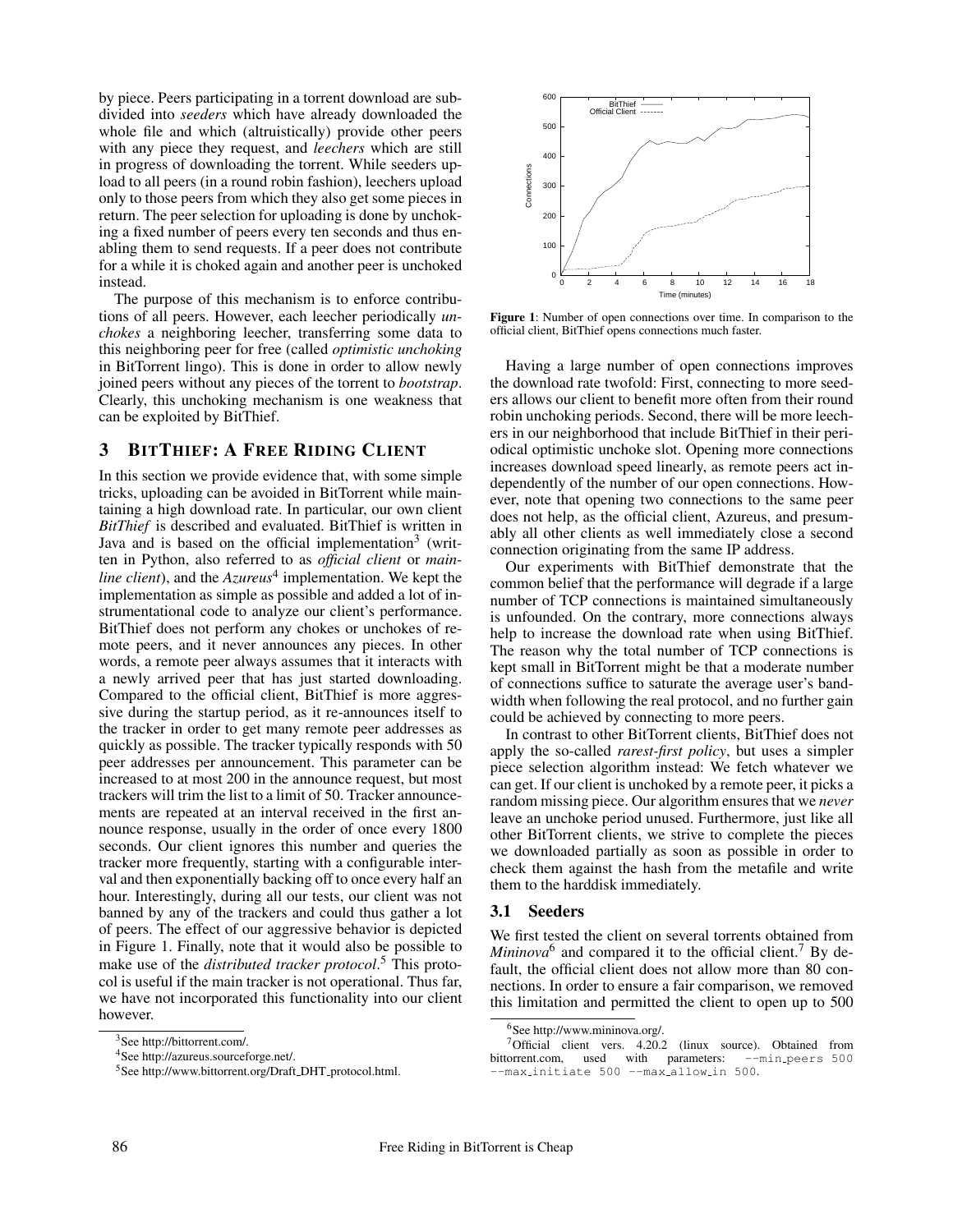by piece. Peers participating in a torrent download are subdivided into *seeders* which have already downloaded the whole file and which (altruistically) provide other peers with any piece they request, and *leechers* which are still in progress of downloading the torrent. While seeders upload to all peers (in a round robin fashion), leechers upload only to those peers from which they also get some pieces in return. The peer selection for uploading is done by unchoking a fixed number of peers every ten seconds and thus enabling them to send requests. If a peer does not contribute for a while it is choked again and another peer is unchoked instead.

The purpose of this mechanism is to enforce contributions of all peers. However, each leecher periodically *unchokes* a neighboring leecher, transferring some data to this neighboring peer for free (called *optimistic unchoking* in BitTorrent lingo). This is done in order to allow newly joined peers without any pieces of the torrent to *bootstrap*. Clearly, this unchoking mechanism is one weakness that can be exploited by BitThief.

## 3 BitThief: A Free Riding Client

In this section we provide evidence that, with some simple tricks, uploading can be avoided in BitTorrent while maintaining a high download rate. In particular, our own client *BitThief* is described and evaluated. BitThief is written in Java and is based on the official implementation[3] (written in Python, also referred to as *official client* or *mainline client*), and the *Azureus*[4] implementation. We kept the implementation as simple as possible and added a lot of instrumentational code to analyze our client's performance. BitThief does not perform any chokes or unchokes of remote peers, and it never announces any pieces. In other words, a remote peer always assumes that it interacts with a newly arrived peer that has just started downloading. Compared to the official client, BitThief is more aggressive during the startup period, as it re-announces itself to the tracker in order to get many remote peer addresses as quickly as possible. The tracker typically responds with 50 peer addresses per announcement. This parameter can be increased to at most 200 in the announce request, but most trackers will trim the list to a limit of 50. Tracker announcements are repeated at an interval received in the first announce response, usually in the order of once every 1800 seconds. Our client ignores this number and queries the tracker more frequently, starting with a configurable interval and then exponentially backing off to once every half an hour. Interestingly, during all our tests, our client was not banned by any of the trackers and could thus gather a lot of peers. The effect of our aggressive behavior is depicted in Figure 1. Finally, note that it would also be possible to make use of the *distributed tracker protocol*.[5] This protocol is useful if the main tracker is not operational. Thus far, we have not incorporated this functionality into our client however.

[3] See http://bittorrent.com/.

[4] See http://azureus.sourceforge.net/.

[5] See http://www.bittorrent.org/Draft_DHT_protocol.html.

BitThief
Official Client
Connections
Time (minutes)
0 100 200 300 400 500 600
0 2 4 6 8 10 12 14 16 18

**Figure 1**: Number of open connections over time. In comparison to the official client, BitThief opens connections much faster.

Having a large number of open connections improves the download rate twofold: First, connecting to more seeders allows our client to benefit more often from their round robin unchoking periods. Second, there will be more leechers in our neighborhood that include BitThief in their periodical optimistic unchoke slot. Opening more connections increases download speed linearly, as remote peers act independently of the number of our open connections. However, note that opening two connections to the same peer does not help, as the official client, Azureus, and presumably all other clients as well immediately close a second connection originating from the same IP address.

Our experiments with BitThief demonstrate that the common belief that the performance will degrade if a large number of TCP connections is maintained simultaneously is unfounded. On the contrary, more connections always help to increase the download rate when using BitThief. The reason why the total number of TCP connections is kept small in BitTorrent might be that a moderate number of connections suffice to saturate the average user's bandwidth when following the real protocol, and no further gain could be achieved by connecting to more peers.

In contrast to other BitTorrent clients, BitThief does not apply the so-called *rarest-first policy*, but uses a simpler piece selection algorithm instead: We fetch whatever we can get. If our client is unchoked by a remote peer, it picks a random missing piece. Our algorithm ensures that we *never* leave an unchoke period unused. Furthermore, just like all other BitTorrent clients, we strive to complete the pieces we downloaded partially as soon as possible in order to check them against the hash from the metafile and write them to the harddisk immediately.

### 3.1 Seeders

We first tested the client on several torrents obtained from *Mininova*[6] and compared it to the official client.[7] By default, the official client does not allow more than 80 connections. In order to ensure a fair comparison, we removed this limitation and permitted the client to open up to 500

[6] See http://www.mininova.org/.

[7] Official client vers. 4.20.2 (linux source). Obtained from bittorrent.com, used with parameters: `--min_peers 500 --max_initiate 500 --max_allow_in 500`.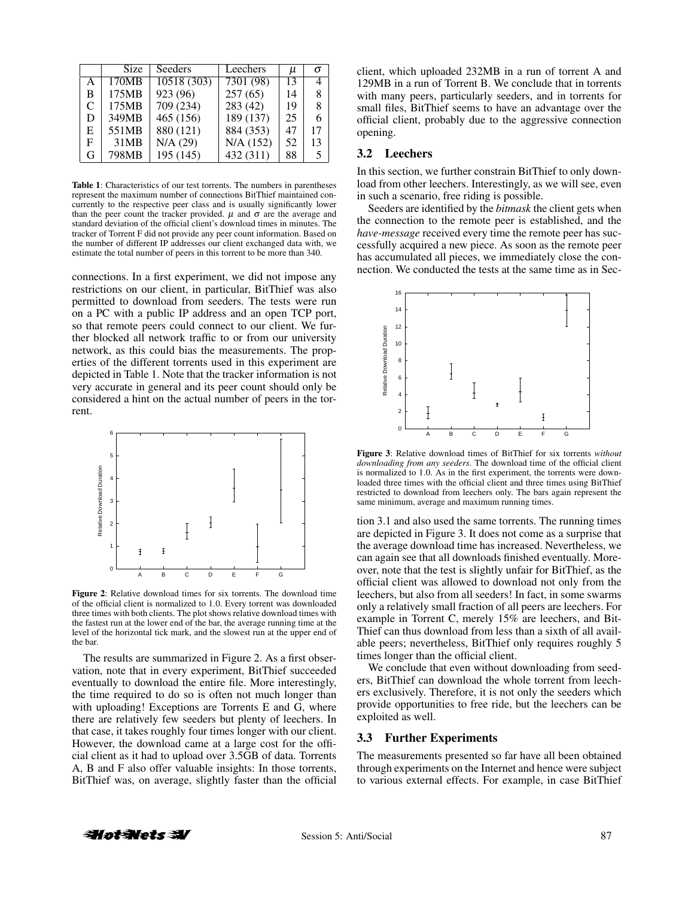|   | Size | Seeders | Leechers | $\mu$ | $\sigma$ |
|---|---|---|---|---|---|
| A | 170MB | 10518 (303) | 7301 (98) | 13 | 4 |
| B | 175MB | 923 (96) | 257 (65) | 14 | 8 |
| C | 175MB | 709 (234) | 283 (42) | 19 | 8 |
| D | 349MB | 465 (156) | 189 (137) | 25 | 6 |
| E | 551MB | 880 (121) | 884 (353) | 47 | 17 |
| F | 31MB | N/A (29) | N/A (152) | 52 | 13 |
| G | 798MB | 195 (145) | 432 (311) | 88 | 5 |

**Table 1**: Characteristics of our test torrents. The numbers in parentheses represent the maximum number of connections BitThief maintained concurrently to the respective peer class and is usually significantly lower than the peer count the tracker provided. $\mu$ and $\sigma$ are the average and standard deviation of the official client's download times in minutes. The tracker of Torrent F did not provide any peer count information. Based on the number of different IP addresses our client exchanged data with, we estimate the total number of peers in this torrent to be more than 340.

connections. In a first experiment, we did not impose any restrictions on our client, in particular, BitThief was also permitted to download from seeders. The tests were run on a PC with a public IP address and an open TCP port, so that remote peers could connect to our client. We further blocked all network traffic to or from our university network, as this could bias the measurements. The properties of the different torrents used in this experiment are depicted in Table 1. Note that the tracker information is not very accurate in general and its peer count should only be considered a hint on the actual number of peers in the torrent.

Relative Download Duration

0 1 2 3 4 5 6

A B C D E F G

**Figure 2**: Relative download times for six torrents. The download time of the official client is normalized to 1.0. Every torrent was downloaded three times with both clients. The plot shows relative download times with the fastest run at the lower end of the bar, the average running time at the level of the horizontal tick mark, and the slowest run at the upper end of the bar.

The results are summarized in Figure 2. As a first observation, note that in every experiment, BitThief succeeded eventually to download the entire file. More interestingly, the time required to do so is often not much longer than with uploading! Exceptions are Torrents E and G, where there are relatively few seeders but plenty of leechers. In that case, it takes roughly four times longer with our client. However, the download came at a large cost for the official client as it had to upload over 3.5GB of data. Torrents A, B and F also offer valuable insights: In those torrents, BitThief was, on average, slightly faster than the official client, which uploaded 232MB in a run of torrent A and 129MB in a run of Torrent B. We conclude that in torrents with many peers, particularly seeders, and in torrents for small files, BitThief seems to have an advantage over the official client, probably due to the aggressive connection opening.

## 3.2 Leechers

In this section, we further constrain BitThief to only download from other leechers. Interestingly, as we will see, even in such a scenario, free riding is possible.

Seeders are identified by the *bitmask* the client gets when the connection to the remote peer is established, and the *have-message* received every time the remote peer has successfully acquired a new piece. As soon as the remote peer has accumulated all pieces, we immediately close the connection. We conducted the tests at the same time as in Section 3.1 and also used the same torrents. The running times are depicted in Figure 3. It does not come as a surprise that the average download time has increased. Nevertheless, we can again see that all downloads finished eventually. Moreover, note that the test is slightly unfair for BitThief, as the official client was allowed to download not only from the leechers, but also from all seeders! In fact, in some swarms only a relatively small fraction of all peers are leechers. For example in Torrent C, merely 15% are leechers, and BitThief can thus download from less than a sixth of all available peers; nevertheless, BitThief only requires roughly 5 times longer than the official client.

Relative Download Duration

0 2 4 6 8 10 12 14 16

A B C D E F G

**Figure 3**: Relative download times of BitThief for six torrents *without downloading from any seeders*. The download time of the official client is normalized to 1.0. As in the first experiment, the torrents were downloaded three times with the official client and three times using BitThief restricted to download from leechers only. The bars again represent the same minimum, average and maximum running times.

We conclude that even without downloading from seeders, BitThief can download the whole torrent from leechers exclusively. Therefore, it is not only the seeders which provide opportunities to free ride, but the leechers can be exploited as well.

## 3.3 Further Experiments

The measurements presented so far have all been obtained through experiments on the Internet and hence were subject to various external effects. For example, in case BitThief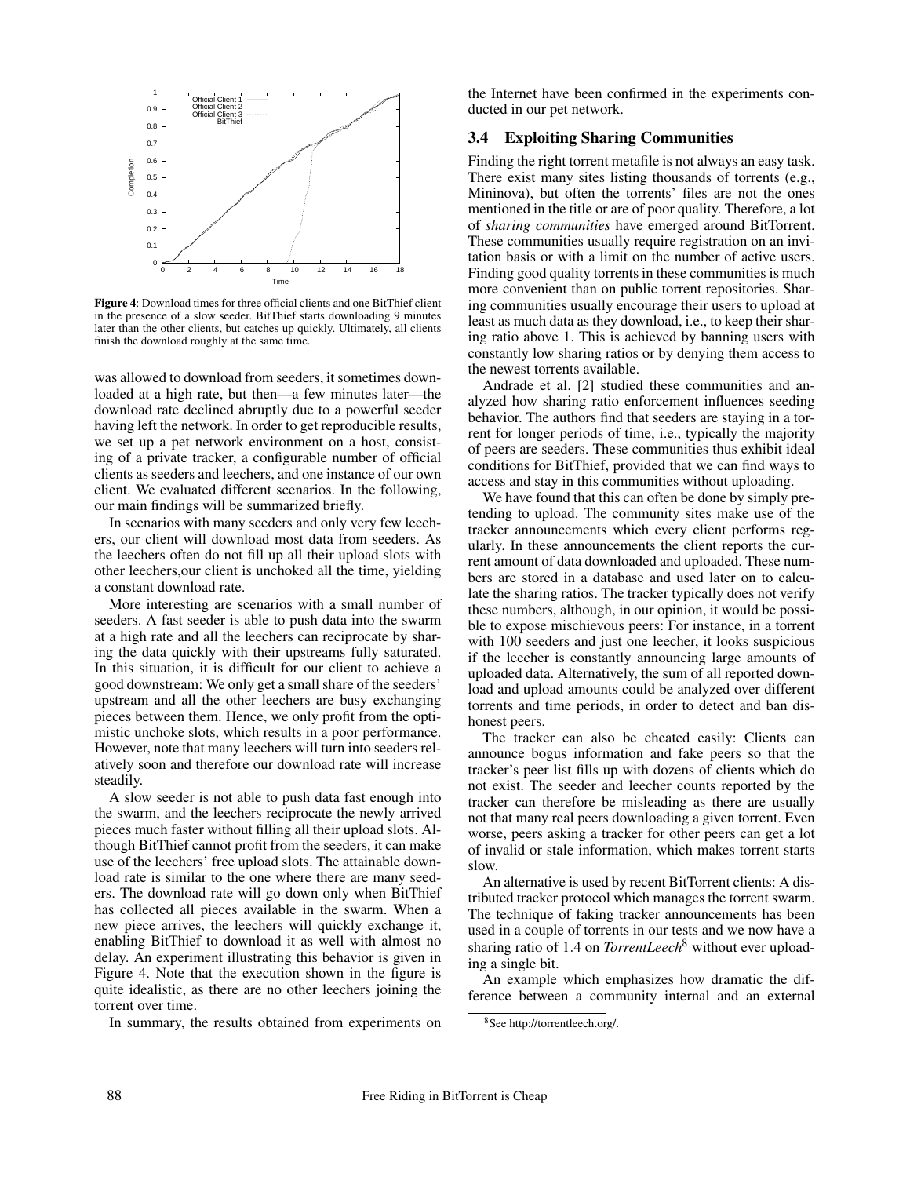Official Client 1
Official Client 2
Official Client 3
BitThief

Completion

Time

0
0.1
0.2
0.3
0.4
0.5
0.6
0.7
0.8
0.9
1

0 2 4 6 8 10 12 14 16 18

**Figure 4**: Download times for three official clients and one BitThief client in the presence of a slow seeder. BitThief starts downloading 9 minutes later than the other clients, but catches up quickly. Ultimately, all clients finish the download roughly at the same time.

was allowed to download from seeders, it sometimes downloaded at a high rate, but then—a few minutes later—the download rate declined abruptly due to a powerful seeder having left the network. In order to get reproducible results, we set up a pet network environment on a host, consisting of a private tracker, a configurable number of official clients as seeders and leechers, and one instance of our own client. We evaluated different scenarios. In the following, our main findings will be summarized briefly.

In scenarios with many seeders and only very few leechers, our client will download most data from seeders. As the leechers often do not fill up all their upload slots with other leechers,our client is unchoked all the time, yielding a constant download rate.

More interesting are scenarios with a small number of seeders. A fast seeder is able to push data into the swarm at a high rate and all the leechers can reciprocate by sharing the data quickly with their upstreams fully saturated. In this situation, it is difficult for our client to achieve a good downstream: We only get a small share of the seeders' upstream and all the other leechers are busy exchanging pieces between them. Hence, we only profit from the optimistic unchoke slots, which results in a poor performance. However, note that many leechers will turn into seeders relatively soon and therefore our download rate will increase steadily.

A slow seeder is not able to push data fast enough into the swarm, and the leechers reciprocate the newly arrived pieces much faster without filling all their upload slots. Although BitThief cannot profit from the seeders, it can make use of the leechers' free upload slots. The attainable download rate is similar to the one where there are many seeders. The download rate will go down only when BitThief has collected all pieces available in the swarm. When a new piece arrives, the leechers will quickly exchange it, enabling BitThief to download it as well with almost no delay. An experiment illustrating this behavior is given in Figure 4. Note that the execution shown in the figure is quite idealistic, as there are no other leechers joining the torrent over time.

In summary, the results obtained from experiments on the Internet have been confirmed in the experiments conducted in our pet network.

### 3.4 Exploiting Sharing Communities

Finding the right torrent metafile is not always an easy task. There exist many sites listing thousands of torrents (e.g., Mininova), but often the torrents' files are not the ones mentioned in the title or are of poor quality. Therefore, a lot of *sharing communities* have emerged around BitTorrent. These communities usually require registration on an invitation basis or with a limit on the number of active users. Finding good quality torrents in these communities is much more convenient than on public torrent repositories. Sharing communities usually encourage their users to upload at least as much data as they download, i.e., to keep their sharing ratio above 1. This is achieved by banning users with constantly low sharing ratios or by denying them access to the newest torrents available.

Andrade et al. [2] studied these communities and analyzed how sharing ratio enforcement influences seeding behavior. The authors find that seeders are staying in a torrent for longer periods of time, i.e., typically the majority of peers are seeders. These communities thus exhibit ideal conditions for BitThief, provided that we can find ways to access and stay in this communities without uploading.

We have found that this can often be done by simply pretending to upload. The community sites make use of the tracker announcements which every client performs regularly. In these announcements the client reports the current amount of data downloaded and uploaded. These numbers are stored in a database and used later on to calculate the sharing ratios. The tracker typically does not verify these numbers, although, in our opinion, it would be possible to expose mischievous peers: For instance, in a torrent with 100 seeders and just one leecher, it looks suspicious if the leecher is constantly announcing large amounts of uploaded data. Alternatively, the sum of all reported download and upload amounts could be analyzed over different torrents and time periods, in order to detect and ban dishonest peers.

The tracker can also be cheated easily: Clients can announce bogus information and fake peers so that the tracker's peer list fills up with dozens of clients which do not exist. The seeder and leecher counts reported by the tracker can therefore be misleading as there are usually not that many real peers downloading a given torrent. Even worse, peers asking a tracker for other peers can get a lot of invalid or stale information, which makes torrent starts slow.

An alternative is used by recent BitTorrent clients: A distributed tracker protocol which manages the torrent swarm. The technique of faking tracker announcements has been used in a couple of torrents in our tests and we now have a sharing ratio of 1.4 on *TorrentLeech*[8] without ever uploading a single bit.

An example which emphasizes how dramatic the difference between a community internal and an external

[8] See http://torrentleech.org/.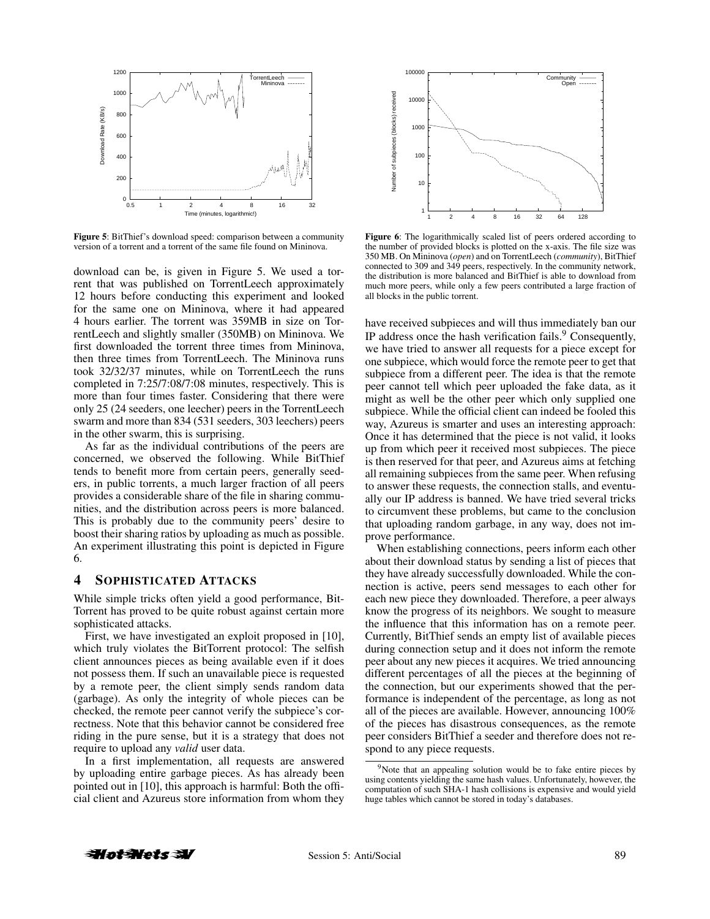1200

1000

800

600

400

200

0

Download Rate (KB/s)

0.5 1 2 4 8 16 32

Time (minutes, logarithmic!)

TorrentLeech
Mininova

**Figure 5**: BitThief's download speed: comparison between a community version of a torrent and a torrent of the same file found on Mininova.

100000

10000

1000

100

10

1

Number of subpieces (blocks) received

1 2 4 8 16 32 64 128

Community
Open

**Figure 6**: The logarithmically scaled list of peers ordered according to the number of provided blocks is plotted on the x-axis. The file size was 350 MB. On Mininova (*open*) and on TorrentLeech (*community*), BitThief connected to 309 and 349 peers, respectively. In the community network, the distribution is more balanced and BitThief is able to download from much more peers, while only a few peers contributed a large fraction of all blocks in the public torrent.

download can be, is given in Figure 5. We used a torrent that was published on TorrentLeech approximately 12 hours before conducting this experiment and looked for the same one on Mininova, where it had appeared 4 hours earlier. The torrent was 359MB in size on TorrentLeech and slightly smaller (350MB) on Mininova. We first downloaded the torrent three times from Mininova, then three times from TorrentLeech. The Mininova runs took 32/32/37 minutes, while on TorrentLeech the runs completed in 7:25/7:08/7:08 minutes, respectively. This is more than four times faster. Considering that there were only 25 (24 seeders, one leecher) peers in the TorrentLeech swarm and more than 834 (531 seeders, 303 leechers) peers in the other swarm, this is surprising.

As far as the individual contributions of the peers are concerned, we observed the following. While BitThief tends to benefit more from certain peers, generally seeders, in public torrents, a much larger fraction of all peers provides a considerable share of the file in sharing communities, and the distribution across peers is more balanced. This is probably due to the community peers' desire to boost their sharing ratios by uploading as much as possible. An experiment illustrating this point is depicted in Figure 6.

## 4 Sophisticated Attacks

While simple tricks often yield a good performance, BitTorrent has proved to be quite robust against certain more sophisticated attacks.

First, we have investigated an exploit proposed in [10], which truly violates the BitTorrent protocol: The selfish client announces pieces as being available even if it does not possess them. If such an unavailable piece is requested by a remote peer, the client simply sends random data (garbage). As only the integrity of whole pieces can be checked, the remote peer cannot verify the subpiece's correctness. Note that this behavior cannot be considered free riding in the pure sense, but it is a strategy that does not require to upload any *valid* user data.

In a first implementation, all requests are answered by uploading entire garbage pieces. As has already been pointed out in [10], this approach is harmful: Both the official client and Azureus store information from whom they have received subpieces and will thus immediately ban our IP address once the hash verification fails.[9] Consequently, we have tried to answer all requests for a piece except for one subpiece, which would force the remote peer to get that subpiece from a different peer. The idea is that the remote peer cannot tell which peer uploaded the fake data, as it might as well be the other peer which only supplied one subpiece. While the official client can indeed be fooled this way, Azureus is smarter and uses an interesting approach: Once it has determined that the piece is not valid, it looks up from which peer it received most subpieces. The piece is then reserved for that peer, and Azureus aims at fetching all remaining subpieces from the same peer. When refusing to answer these requests, the connection stalls, and eventually our IP address is banned. We have tried several tricks to circumvent these problems, but came to the conclusion that uploading random garbage, in any way, does not improve performance.

When establishing connections, peers inform each other about their download status by sending a list of pieces that they have already successfully downloaded. While the connection is active, peers send messages to each other for each new piece they downloaded. Therefore, a peer always know the progress of its neighbors. We sought to measure the influence that this information has on a remote peer. Currently, BitThief sends an empty list of available pieces during connection setup and it does not inform the remote peer about any new pieces it acquires. We tried announcing different percentages of all the pieces at the beginning of the connection, but our experiments showed that the performance is independent of the percentage, as long as not all of the pieces are available. However, announcing 100% of the pieces has disastrous consequences, as the remote peer considers BitThief a seeder and therefore does not respond to any piece requests.

[9] Note that an appealing solution would be to fake entire pieces by using contents yielding the same hash values. Unfortunately, however, the computation of such SHA-1 hash collisions is expensive and would yield huge tables which cannot be stored in today's databases.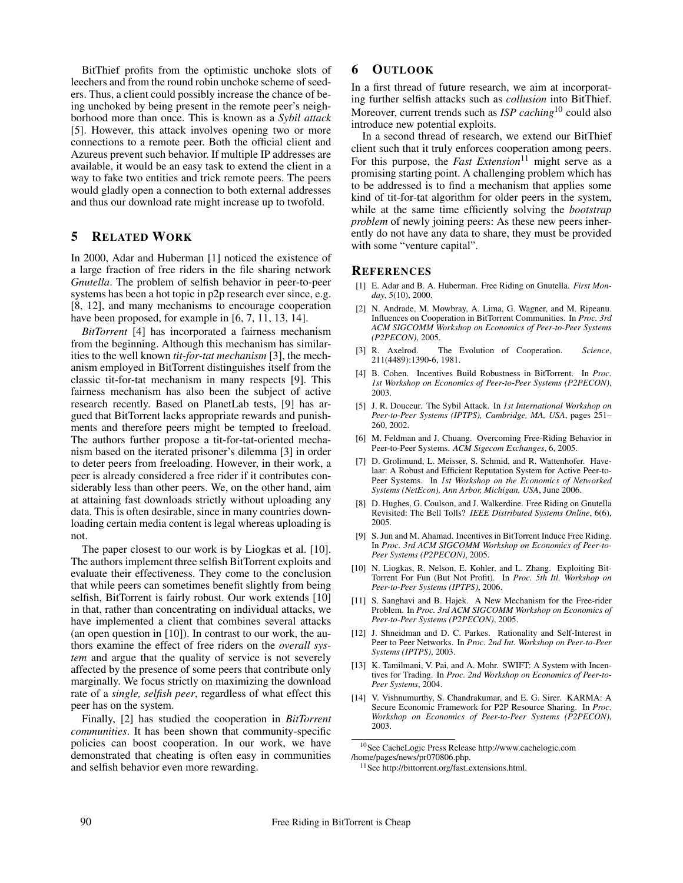BitThief profits from the optimistic unchoke slots of leechers and from the round robin unchoke scheme of seeders. Thus, a client could possibly increase the chance of being unchoked by being present in the remote peer's neighborhood more than once. This is known as a *Sybil attack* [5]. However, this attack involves opening two or more connections to a remote peer. Both the official client and Azureus prevent such behavior. If multiple IP addresses are available, it would be an easy task to extend the client in a way to fake two entities and trick remote peers. The peers would gladly open a connection to both external addresses and thus our download rate might increase up to twofold.

## 5 Related Work

In 2000, Adar and Huberman [1] noticed the existence of a large fraction of free riders in the file sharing network *Gnutella*. The problem of selfish behavior in peer-to-peer systems has been a hot topic in p2p research ever since, e.g. [8, 12], and many mechanisms to encourage cooperation have been proposed, for example in [6, 7, 11, 13, 14].

*BitTorrent* [4] has incorporated a fairness mechanism from the beginning. Although this mechanism has similarities to the well known *tit-for-tat mechanism* [3], the mechanism employed in BitTorrent distinguishes itself from the classic tit-for-tat mechanism in many respects [9]. This fairness mechanism has also been the subject of active research recently. Based on PlanetLab tests, [9] has argued that BitTorrent lacks appropriate rewards and punishments and therefore peers might be tempted to freeload. The authors further propose a tit-for-tat-oriented mechanism based on the iterated prisoner's dilemma [3] in order to deter peers from freeloading. However, in their work, a peer is already considered a free rider if it contributes considerably less than other peers. We, on the other hand, aim at attaining fast downloads strictly without uploading any data. This is often desirable, since in many countries downloading certain media content is legal whereas uploading is not.

The paper closest to our work is by Liogkas et al. [10]. The authors implement three selfish BitTorrent exploits and evaluate their effectiveness. They come to the conclusion that while peers can sometimes benefit slightly from being selfish, BitTorrent is fairly robust. Our work extends [10] in that, rather than concentrating on individual attacks, we have implemented a client that combines several attacks (an open question in [10]). In contrast to our work, the authors examine the effect of free riders on the *overall system* and argue that the quality of service is not severely affected by the presence of some peers that contribute only marginally. We focus strictly on maximizing the download rate of a *single, selfish peer*, regardless of what effect this peer has on the system.

Finally, [2] has studied the cooperation in *BitTorrent communities*. It has been shown that community-specific policies can boost cooperation. In our work, we have demonstrated that cheating is often easy in communities and selfish behavior even more rewarding.

## 6 Outlook

In a first thread of future research, we aim at incorporating further selfish attacks such as *collusion* into BitThief. Moreover, current trends such as *ISP caching*[10] could also introduce new potential exploits.

In a second thread of research, we extend our BitThief client such that it truly enforces cooperation among peers. For this purpose, the *Fast Extension*[11] might serve as a promising starting point. A challenging problem which has to be addressed is to find a mechanism that applies some kind of tit-for-tat algorithm for older peers in the system, while at the same time efficiently solving the *bootstrap problem* of newly joining peers: As these new peers inherently do not have any data to share, they must be provided with some "venture capital".

## References

[1] E. Adar and B. A. Huberman. Free Riding on Gnutella. *First Monday*, 5(10), 2000.

[2] N. Andrade, M. Mowbray, A. Lima, G. Wagner, and M. Ripeanu. Influences on Cooperation in BitTorrent Communities. In *Proc. 3rd ACM SIGCOMM Workshop on Economics of Peer-to-Peer Systems (P2PECON)*, 2005.

[3] R. Axelrod. The Evolution of Cooperation. *Science*, 211(4489):1390-6, 1981.

[4] B. Cohen. Incentives Build Robustness in BitTorrent. In *Proc. 1st Workshop on Economics of Peer-to-Peer Systems (P2PECON)*, 2003.

[5] J. R. Douceur. The Sybil Attack. In *1st International Workshop on Peer-to-Peer Systems (IPTPS), Cambridge, MA, USA*, pages 251–260, 2002.

[6] M. Feldman and J. Chuang. Overcoming Free-Riding Behavior in Peer-to-Peer Systems. *ACM Sigecom Exchanges*, 6, 2005.

[7] D. Grolimund, L. Meisser, S. Schmid, and R. Wattenhofer. Havelaar: A Robust and Efficient Reputation System for Active Peer-to-Peer Systems. In *1st Workshop on the Economics of Networked Systems (NetEcon), Ann Arbor, Michigan, USA*, June 2006.

[8] D. Hughes, G. Coulson, and J. Walkerdine. Free Riding on Gnutella Revisited: The Bell Tolls? *IEEE Distributed Systems Online*, 6(6), 2005.

[9] S. Jun and M. Ahamad. Incentives in BitTorrent Induce Free Riding. In *Proc. 3rd ACM SIGCOMM Workshop on Economics of Peer-to-Peer Systems (P2PECON)*, 2005.

[10] N. Liogkas, R. Nelson, E. Kohler, and L. Zhang. Exploiting BitTorrent For Fun (But Not Profit). In *Proc. 5th Itl. Workshop on Peer-to-Peer Systems (IPTPS)*, 2006.

[11] S. Sanghavi and B. Hajek. A New Mechanism for the Free-rider Problem. In *Proc. 3rd ACM SIGCOMM Workshop on Economics of Peer-to-Peer Systems (P2PECON)*, 2005.

[12] J. Shneidman and D. C. Parkes. Rationality and Self-Interest in Peer to Peer Networks. In *Proc. 2nd Int. Workshop on Peer-to-Peer Systems (IPTPS)*, 2003.

[13] K. Tamilmani, V. Pai, and A. Mohr. SWIFT: A System with Incentives for Trading. In *Proc. 2nd Workshop on Economics of Peer-to-Peer Systems*, 2004.

[14] V. Vishnumurthy, S. Chandrakumar, and E. G. Sirer. KARMA: A Secure Economic Framework for P2P Resource Sharing. In *Proc. Workshop on Economics of Peer-to-Peer Systems (P2PECON)*, 2003.

[10] See CacheLogic Press Release http://www.cachelogic.com /home/pages/news/pr070806.php.

[11] See http://bittorrent.org/fast_extensions.html.